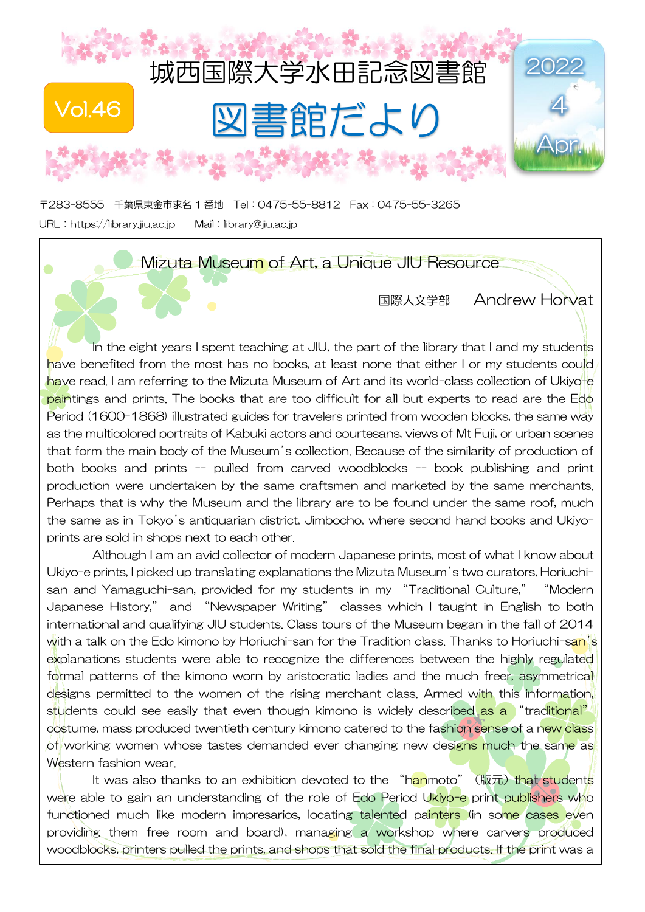# 城西国際大学水田記念図書館

# 図書館だより

Vol.46

2022 4 Apr.

〒283-8555　千葉県東金市求名１番地　Tel：0475-55-8812　Fax：0475-55-3265

URL：https://library.jiu.ac.jp　　Mail：library@jiu.ac.jp

## Mizuta Museum of Art, a Unique JIU Resource

国際人文学部　　Andrew Horvat

In the eight years I spent teaching at JIU, the part of the library that I and my students have benefited from the most has no books, at least none that either I or my students could have read. I am referring to the Mizuta Museum of Art and its world-class collection of Ukiyo-e paintings and prints. The books that are too difficult for all but experts to read are the Edo Period (1600-1868) illustrated guides for travelers printed from wooden blocks, the same way as the multicolored portraits of Kabuki actors and courtesans, views of Mt Fuji, or urban scenes that form the main body of the Museum's collection. Because of the similarity of production of both books and prints -- pulled from carved woodblocks -- book publishing and print production were undertaken by the same craftsmen and marketed by the same merchants. Perhaps that is why the Museum and the library are to be found under the same roof, much the same as in Tokyo's antiquarian district, Jimbocho, where second hand books and Ukiyo-prints are sold in shops next to each other.

Although I am an avid collector of modern Japanese prints, most of what I know about Ukiyo-e prints, I picked up translating explanations the Mizuta Museum's two curators, Horiuchi-san and Yamaguchi-san, provided for my students in my "Traditional Culture," "Modern Japanese History," and "Newspaper Writing" classes which I taught in English to both international and qualifying JIU students. Class tours of the Museum began in the fall of 2014 with a talk on the Edo kimono by Horiuchi-san for the Tradition class. Thanks to Horiuchi-san's explanations students were able to recognize the differences between the highly regulated formal patterns of the kimono worn by aristocratic ladies and the much freer, asymmetrical designs permitted to the women of the rising merchant class. Armed with this information, students could see easily that even though kimono is widely described as a "traditional" costume, mass produced twentieth century kimono catered to the fashion sense of a new class of working women whose tastes demanded ever changing new designs much the same as Western fashion wear.

It was also thanks to an exhibition devoted to the "hanmoto"（版元）that students were able to gain an understanding of the role of Edo Period Ukiyo-e print publishers who functioned much like modern impresarios, locating talented painters (in some cases even providing them free room and board), managing a workshop where carvers produced woodblocks, printers pulled the prints, and shops that sold the final products. If the print was a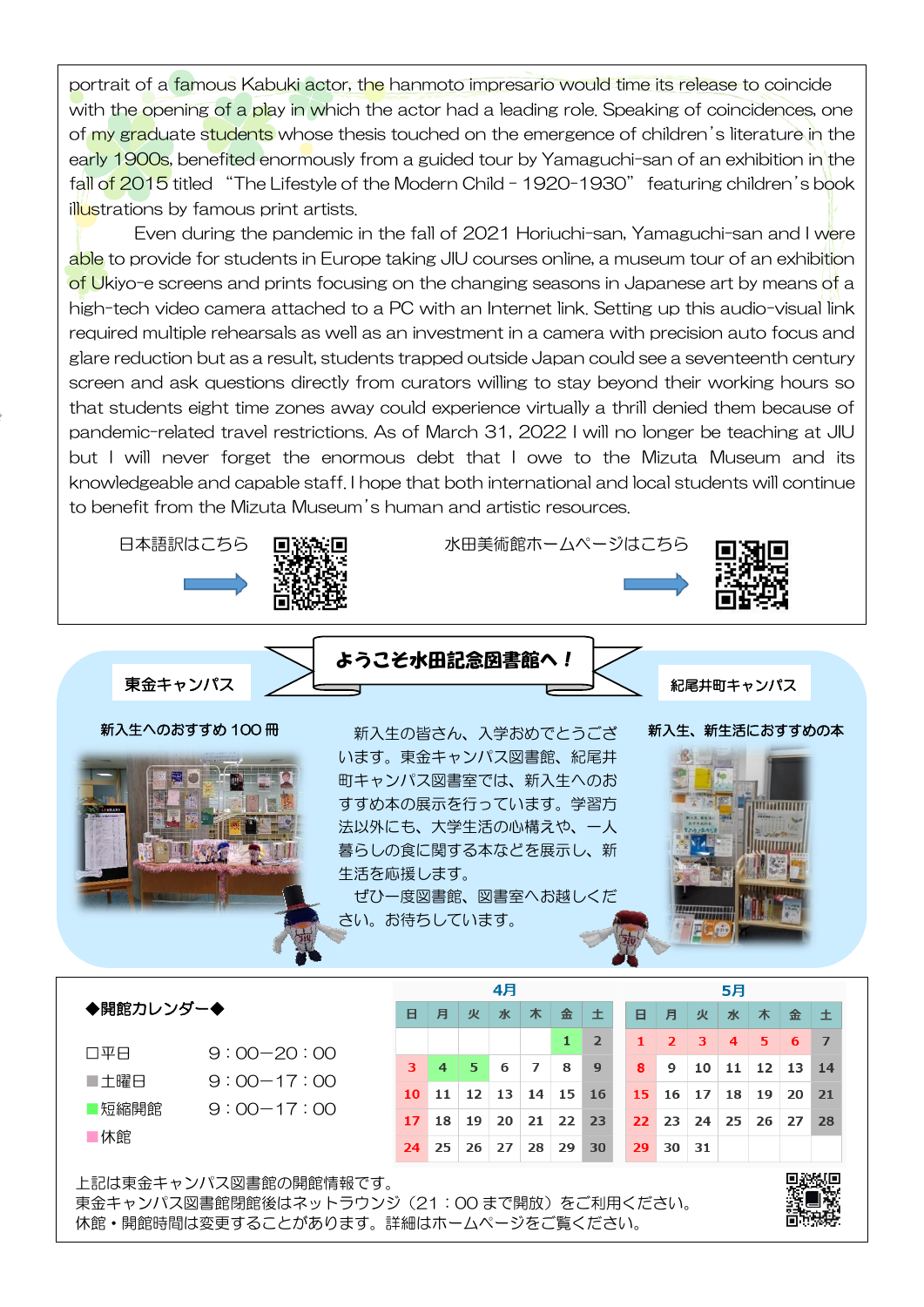portrait of a famous Kabuki actor, the hanmoto impresario would time its release to coincide with the opening of a play in which the actor had a leading role. Speaking of coincidences, one of my graduate students whose thesis touched on the emergence of children's literature in the early 1900s, benefited enormously from a guided tour by Yamaguchi-san of an exhibition in the fall of 2015 titled "The Lifestyle of the Modern Child - 1920-1930" featuring children's book illustrations by famous print artists.

Even during the pandemic in the fall of 2021 Horiuchi-san, Yamaguchi-san and I were able to provide for students in Europe taking JIU courses online, a museum tour of an exhibition of Ukiyo-e screens and prints focusing on the changing seasons in Japanese art by means of a high-tech video camera attached to a PC with an Internet link. Setting up this audio-visual link required multiple rehearsals as well as an investment in a camera with precision auto focus and glare reduction but as a result, students trapped outside Japan could see a seventeenth century screen and ask questions directly from curators willing to stay beyond their working hours so that students eight time zones away could experience virtually a thrill denied them because of pandemic-related travel restrictions. As of March 31, 2022 I will no longer be teaching at JIU but I will never forget the enormous debt that I owe to the Mizuta Museum and its knowledgeable and capable staff. I hope that both international and local students will continue to benefit from the Mizuta Museum's human and artistic resources.

日本語訳はこちら

水田美術館ホームページはこちら

## ようこそ水田記念図書館へ！

### 東金キャンパス

新入生へのおすすめ 100 冊

### 紀尾井町キャンパス

新入生、新生活におすすめの本

新入生の皆さん、入学おめでとうございます。東金キャンパス図書館、紀尾井町キャンパス図書室では、新入生へのおすすめ本の展示を行っています。学習方法以外にも、大学生活の心構えや、一人暮らしの食に関する本などを展示し、新生活を応援します。

ぜひ一度図書館、図書室へお越しください。お待ちしています。

### ◆開館カレンダー◆

| | |
|---|---|
| □平日 | 9：00−20：00 |
| ■土曜日 | 9：00−17：00 |
| ■短縮開館 | 9：00−17：00 |
| ■休館 | |

**4月**

| 日 | 月 | 火 | 水 | 木 | 金 | 土 |
|---|---|---|---|---|---|---|
| | | | | | 1 | 2 |
| 3 | 4 | 5 | 6 | 7 | 8 | 9 |
| 10 | 11 | 12 | 13 | 14 | 15 | 16 |
| 17 | 18 | 19 | 20 | 21 | 22 | 23 |
| 24 | 25 | 26 | 27 | 28 | 29 | 30 |

**5月**

| 日 | 月 | 火 | 水 | 木 | 金 | 土 |
|---|---|---|---|---|---|---|
| 1 | 2 | 3 | 4 | 5 | 6 | 7 |
| 8 | 9 | 10 | 11 | 12 | 13 | 14 |
| 15 | 16 | 17 | 18 | 19 | 20 | 21 |
| 22 | 23 | 24 | 25 | 26 | 27 | 28 |
| 29 | 30 | 31 | | | | |

上記は東金キャンパス図書館の開館情報です。
東金キャンパス図書館閉館後はネットラウンジ（21：00 まで開放）をご利用ください。
休館・開館時間は変更することがあります。詳細はホームページをご覧ください。